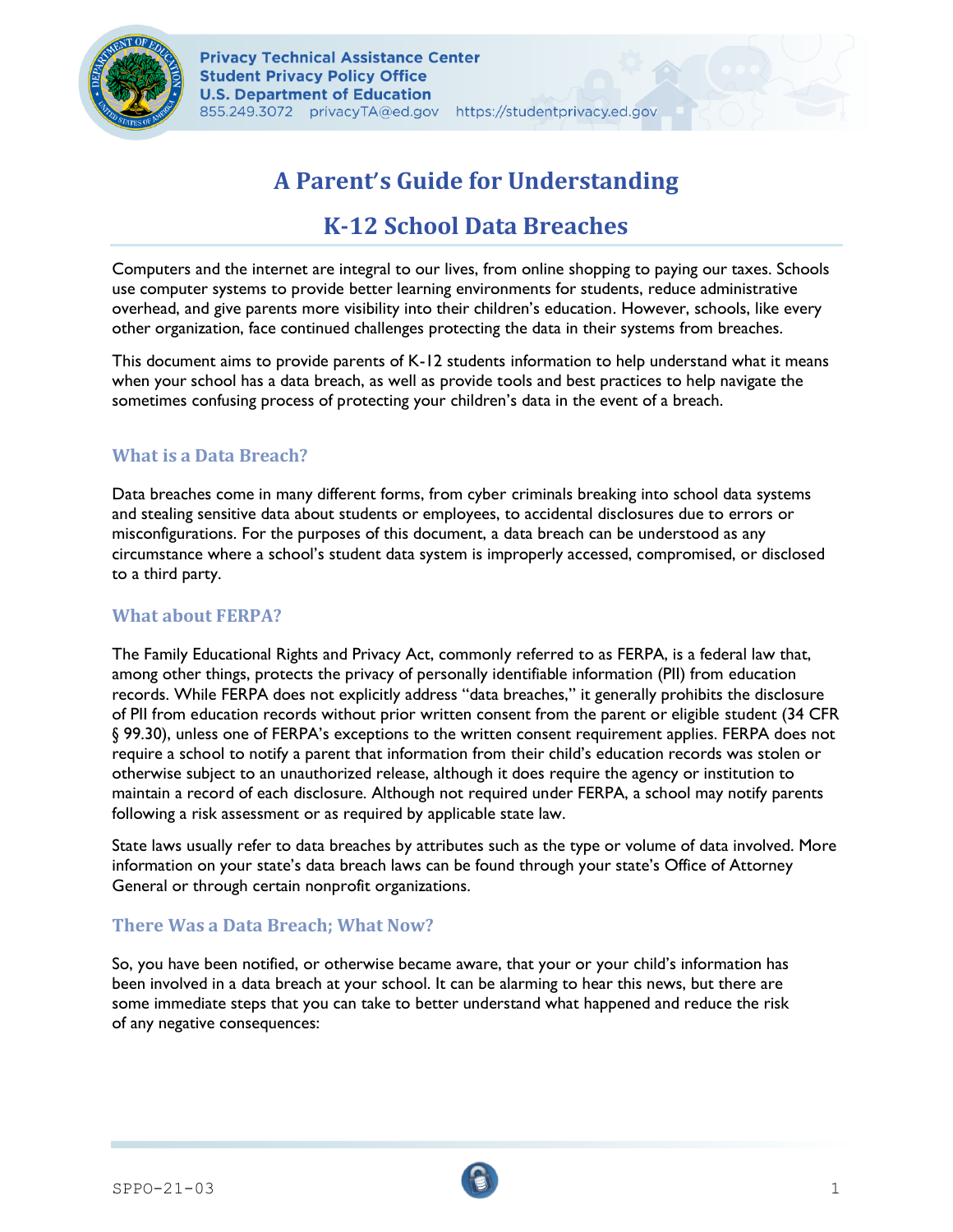# A Parent's Guide for Understanding

# K-12 School Data Breaches

Computers and the internet are integral to our lives, from online shopping to paying our taxes. Schools use computer systems to provide better learning environments for students, reduce administrative overhead, and give parents more visibility into their children's education. However, schools, like every other organization, face continued challenges protecting the data in their systems from breaches.

This document aims to provide parents of K-12 students information to help understand what it means when your school has a data breach, as well as provide tools and best practices to help navigate the sometimes confusing process of protecting your children's data in the event of a breach.

## What is a Data Breach?

Data breaches come in many different forms, from cyber criminals breaking into school data systems and stealing sensitive data about students or employees, to accidental disclosures due to errors or misconfigurations. For the purposes of this document, a data breach can be understood as any circumstance where a school's student data system is improperly accessed, compromised, or disclosed to a third party.

## What about FERPA?

The Family Educational Rights and Privacy Act, commonly referred to as FERPA, is a federal law that, among other things, protects the privacy of personally identifiable information (PII) from education records. While FERPA does not explicitly address "data breaches," it generally prohibits the disclosure of PII from education records without prior written consent from the parent or eligible student (34 CFR § 99.30), unless one of FERPA's exceptions to the written consent requirement applies. FERPA does not require a school to notify a parent that information from their child's education records was stolen or otherwise subject to an unauthorized release, although it does require the agency or institution to maintain a record of each disclosure. Although not required under FERPA, a school may notify parents following a risk assessment or as required by applicable state law.

State laws usually refer to data breaches by attributes such as the type or volume of data involved. More information on your state's data breach laws can be found through your state's Office of Attorney General or through certain nonprofit organizations.

## There Was a Data Breach; What Now?

So, you have been notified, or otherwise became aware, that your or your child's information has been involved in a data breach at your school. It can be alarming to hear this news, but there are some immediate steps that you can take to better understand what happened and reduce the risk of any negative consequences: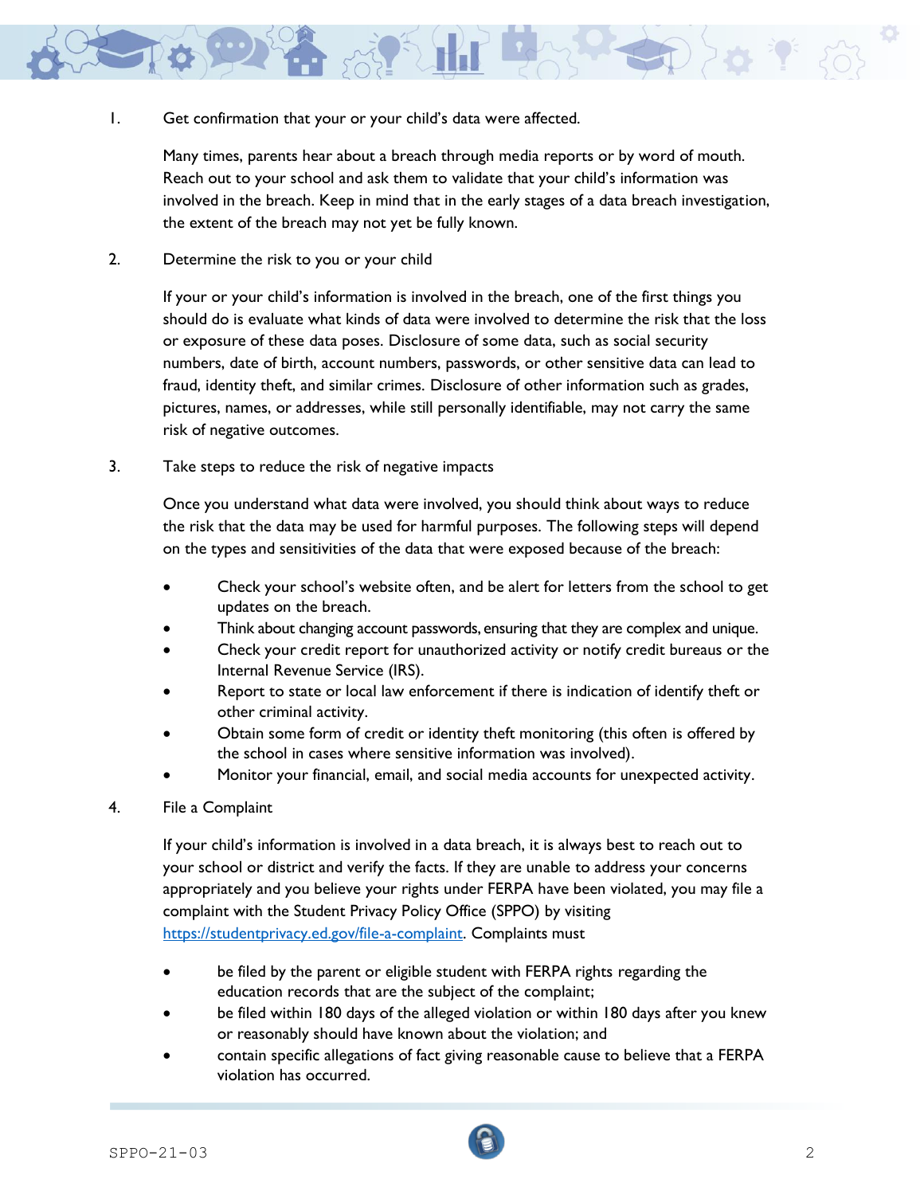1. Get confirmation that your or your child's data were affected.

   Many times, parents hear about a breach through media reports or by word of mouth. Reach out to your school and ask them to validate that your child's information was involved in the breach. Keep in mind that in the early stages of a data breach investigation, the extent of the breach may not yet be fully known.

2. Determine the risk to you or your child

   If your or your child's information is involved in the breach, one of the first things you should do is evaluate what kinds of data were involved to determine the risk that the loss or exposure of these data poses. Disclosure of some data, such as social security numbers, date of birth, account numbers, passwords, or other sensitive data can lead to fraud, identity theft, and similar crimes. Disclosure of other information such as grades, pictures, names, or addresses, while still personally identifiable, may not carry the same risk of negative outcomes.

3. Take steps to reduce the risk of negative impacts

   Once you understand what data were involved, you should think about ways to reduce the risk that the data may be used for harmful purposes. The following steps will depend on the types and sensitivities of the data that were exposed because of the breach:

   - Check your school's website often, and be alert for letters from the school to get updates on the breach.
   - Think about changing account passwords, ensuring that they are complex and unique.
   - Check your credit report for unauthorized activity or notify credit bureaus or the Internal Revenue Service (IRS).
   - Report to state or local law enforcement if there is indication of identify theft or other criminal activity.
   - Obtain some form of credit or identity theft monitoring (this often is offered by the school in cases where sensitive information was involved).
   - Monitor your financial, email, and social media accounts for unexpected activity.

4. File a Complaint

   If your child's information is involved in a data breach, it is always best to reach out to your school or district and verify the facts. If they are unable to address your concerns appropriately and you believe your rights under FERPA have been violated, you may file a complaint with the Student Privacy Policy Office (SPPO) by visiting https://studentprivacy.ed.gov/file-a-complaint. Complaints must

   - be filed by the parent or eligible student with FERPA rights regarding the education records that are the subject of the complaint;
   - be filed within 180 days of the alleged violation or within 180 days after you knew or reasonably should have known about the violation; and
   - contain specific allegations of fact giving reasonable cause to believe that a FERPA violation has occurred.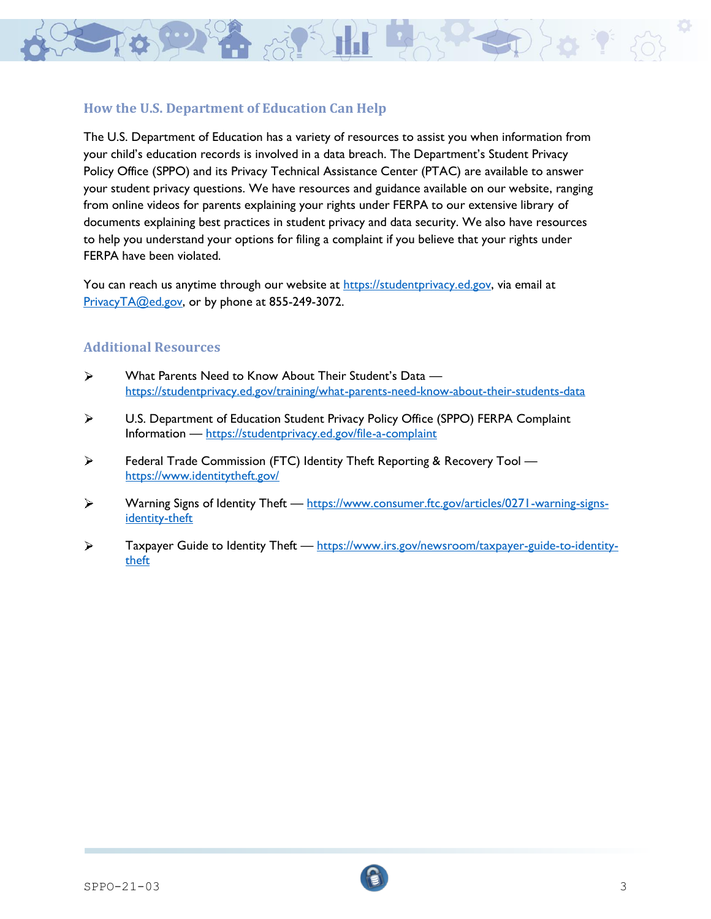## How the U.S. Department of Education Can Help

The U.S. Department of Education has a variety of resources to assist you when information from your child's education records is involved in a data breach. The Department's Student Privacy Policy Office (SPPO) and its Privacy Technical Assistance Center (PTAC) are available to answer your student privacy questions. We have resources and guidance available on our website, ranging from online videos for parents explaining your rights under FERPA to our extensive library of documents explaining best practices in student privacy and data security. We also have resources to help you understand your options for filing a complaint if you believe that your rights under FERPA have been violated.

You can reach us anytime through our website at https://studentprivacy.ed.gov, via email at PrivacyTA@ed.gov, or by phone at 855-249-3072.

## Additional Resources

- What Parents Need to Know About Their Student's Data — https://studentprivacy.ed.gov/training/what-parents-need-know-about-their-students-data
- U.S. Department of Education Student Privacy Policy Office (SPPO) FERPA Complaint Information — https://studentprivacy.ed.gov/file-a-complaint
- Federal Trade Commission (FTC) Identity Theft Reporting & Recovery Tool — https://www.identitytheft.gov/
- Warning Signs of Identity Theft — https://www.consumer.ftc.gov/articles/0271-warning-signs-identity-theft
- Taxpayer Guide to Identity Theft — https://www.irs.gov/newsroom/taxpayer-guide-to-identity-theft

SPPO-21-03